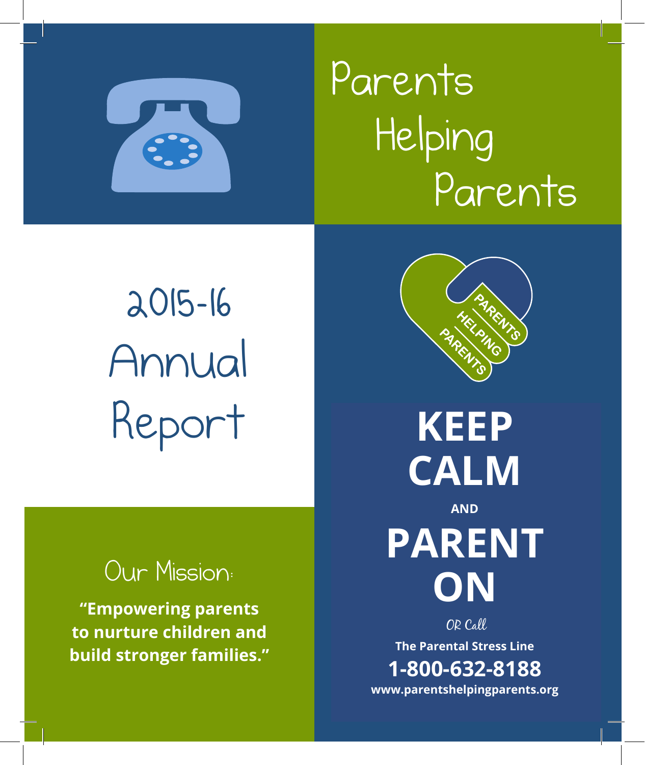# Parents Helping Parents

## 2015-16 Annual Report

PARENTS HELPING PARENTS

**KEEP CALM**

**AND**

**PARENT ON**

*OR Call*

**The Parental Stress Line**

**1-800-632-8188**

**www.parentshelpingparents.org**

### Our Mission:

**"Empowering parents to nurture children and build stronger families."**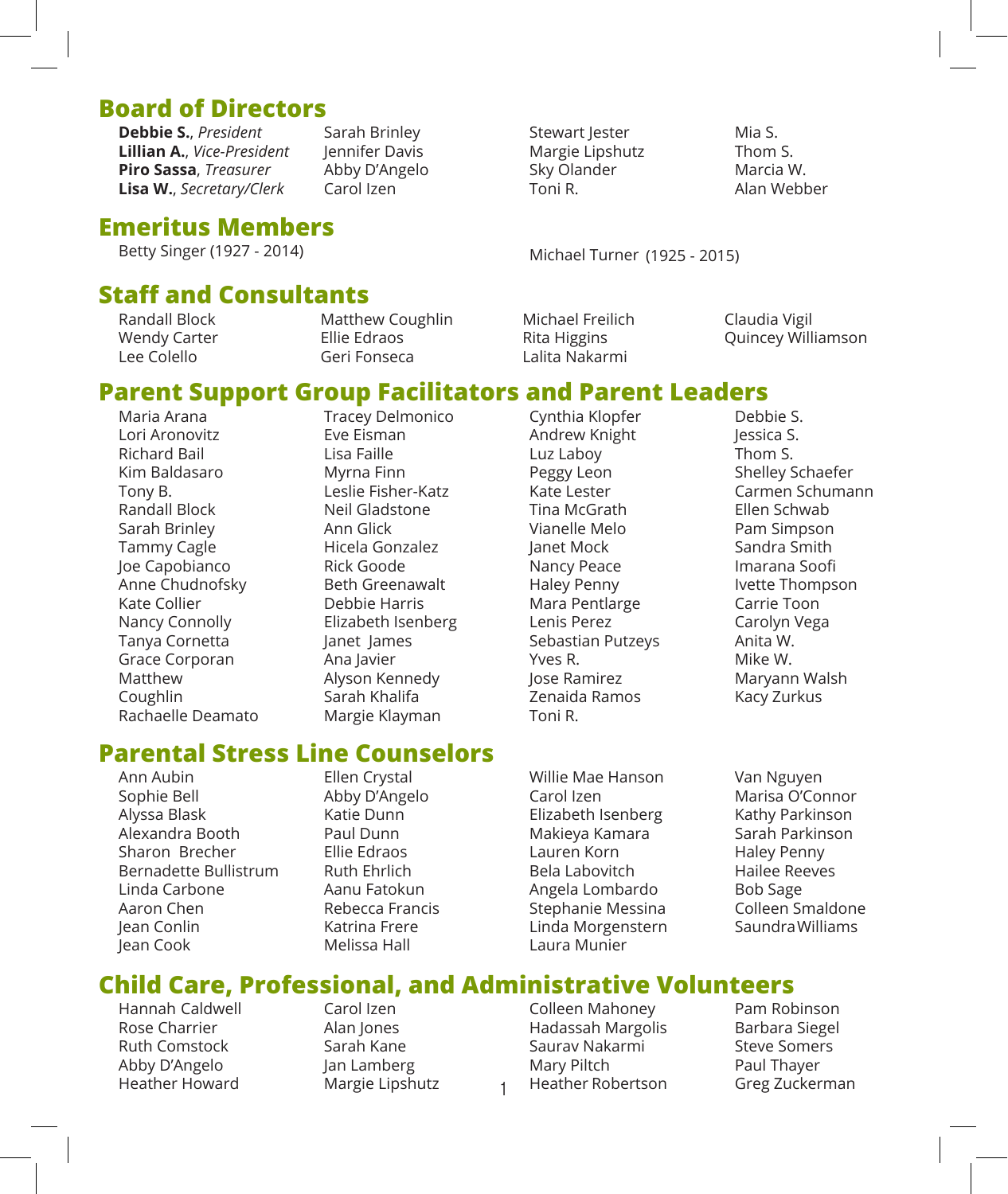## Board of Directors

**Debbie S.**, *President*
**Lillian A.**, *Vice-President*
**Piro Sassa**, *Treasurer*
**Lisa W.**, *Secretary/Clerk*
Sarah Brinley
Jennifer Davis
Abby D'Angelo
Carol Izen
Stewart Jester
Margie Lipshutz
Sky Olander
Toni R.
Mia S.
Thom S.
Marcia W.
Alan Webber

## Emeritus Members

Betty Singer (1927 - 2014)
Michael Turner (1925 - 2015)

## Staff and Consultants

Randall Block
Wendy Carter
Lee Colello
Matthew Coughlin
Ellie Edraos
Geri Fonseca
Michael Freilich
Rita Higgins
Lalita Nakarmi
Claudia Vigil
Quincey Williamson

## Parent Support Group Facilitators and Parent Leaders

Maria Arana
Lori Aronovitz
Richard Bail
Kim Baldasaro
Tony B.
Randall Block
Sarah Brinley
Tammy Cagle
Joe Capobianco
Anne Chudnofsky
Kate Collier
Nancy Connolly
Tanya Cornetta
Grace Corporan
Matthew Coughlin
Rachaelle Deamato
Tracey Delmonico
Eve Eisman
Lisa Faille
Myrna Finn
Leslie Fisher-Katz
Neil Gladstone
Ann Glick
Hicela Gonzalez
Rick Goode
Beth Greenawalt
Debbie Harris
Elizabeth Isenberg
Janet James
Ana Javier
Alyson Kennedy
Sarah Khalifa
Margie Klayman
Cynthia Klopfer
Andrew Knight
Luz Laboy
Peggy Leon
Kate Lester
Tina McGrath
Vianelle Melo
Janet Mock
Nancy Peace
Haley Penny
Mara Pentlarge
Lenis Perez
Sebastian Putzeys
Yves R.
Jose Ramirez
Zenaida Ramos
Toni R.
Debbie S.
Jessica S.
Thom S.
Shelley Schaefer
Carmen Schumann
Ellen Schwab
Pam Simpson
Sandra Smith
Imarana Soofi
Ivette Thompson
Carrie Toon
Carolyn Vega
Anita W.
Mike W.
Maryann Walsh
Kacy Zurkus

## Parental Stress Line Counselors

Ann Aubin
Sophie Bell
Alyssa Blask
Alexandra Booth
Sharon Brecher
Bernadette Bullistrum
Linda Carbone
Aaron Chen
Jean Conlin
Jean Cook
Ellen Crystal
Abby D'Angelo
Katie Dunn
Paul Dunn
Ellie Edraos
Ruth Ehrlich
Aanu Fatokun
Rebecca Francis
Katrina Frere
Melissa Hall
Willie Mae Hanson
Carol Izen
Elizabeth Isenberg
Makieya Kamara
Lauren Korn
Bela Labovitch
Angela Lombardo
Stephanie Messina
Linda Morgenstern
Laura Munier
Van Nguyen
Marisa O'Connor
Kathy Parkinson
Sarah Parkinson
Haley Penny
Hailee Reeves
Bob Sage
Colleen Smaldone
Saundra Williams

## Child Care, Professional, and Administrative Volunteers

Hannah Caldwell
Rose Charrier
Ruth Comstock
Abby D'Angelo
Heather Howard
Carol Izen
Alan Jones
Sarah Kane
Jan Lamberg
Margie Lipshutz
Colleen Mahoney
Hadassah Margolis
Saurav Nakarmi
Mary Piltch
Heather Robertson
Pam Robinson
Barbara Siegel
Steve Somers
Paul Thayer
Greg Zuckerman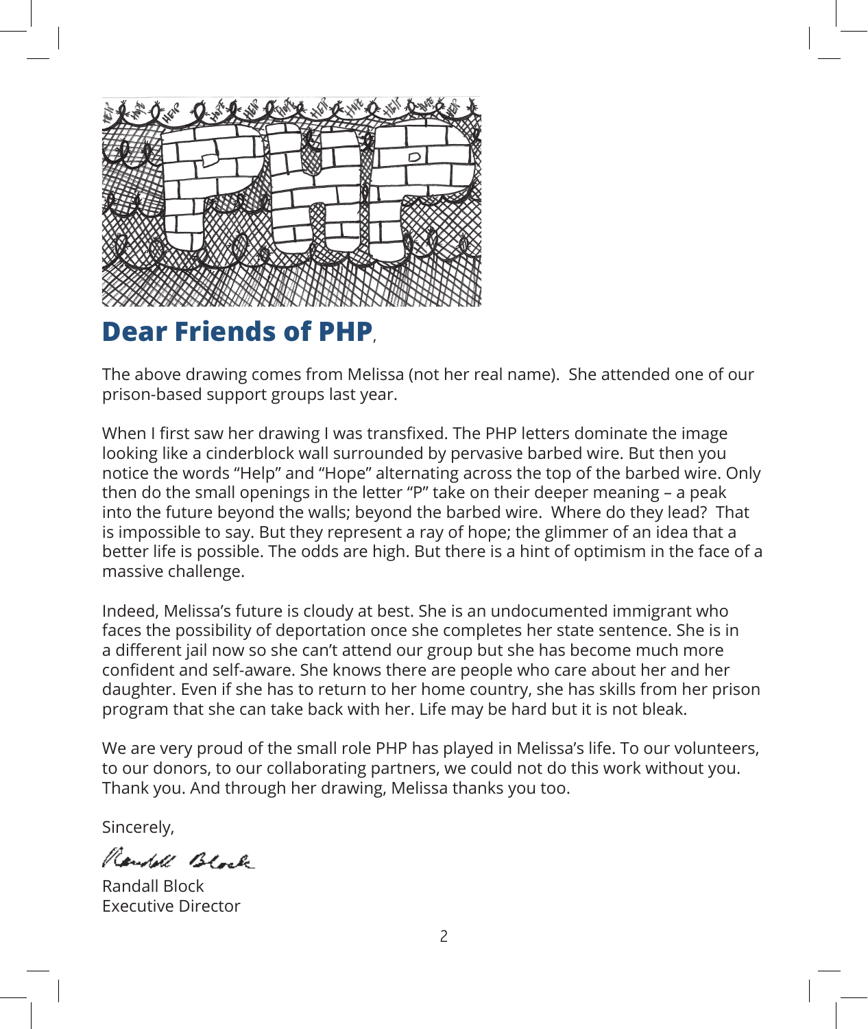# Dear Friends of PHP,

The above drawing comes from Melissa (not her real name). She attended one of our prison-based support groups last year.

When I first saw her drawing I was transfixed. The PHP letters dominate the image looking like a cinderblock wall surrounded by pervasive barbed wire. But then you notice the words "Help" and "Hope" alternating across the top of the barbed wire. Only then do the small openings in the letter "P" take on their deeper meaning – a peak into the future beyond the walls; beyond the barbed wire. Where do they lead? That is impossible to say. But they represent a ray of hope; the glimmer of an idea that a better life is possible. The odds are high. But there is a hint of optimism in the face of a massive challenge.

Indeed, Melissa's future is cloudy at best. She is an undocumented immigrant who faces the possibility of deportation once she completes her state sentence. She is in a different jail now so she can't attend our group but she has become much more confident and self-aware. She knows there are people who care about her and her daughter. Even if she has to return to her home country, she has skills from her prison program that she can take back with her. Life may be hard but it is not bleak.

We are very proud of the small role PHP has played in Melissa's life. To our volunteers, to our donors, to our collaborating partners, we could not do this work without you. Thank you. And through her drawing, Melissa thanks you too.

Sincerely,

Randall Block
Executive Director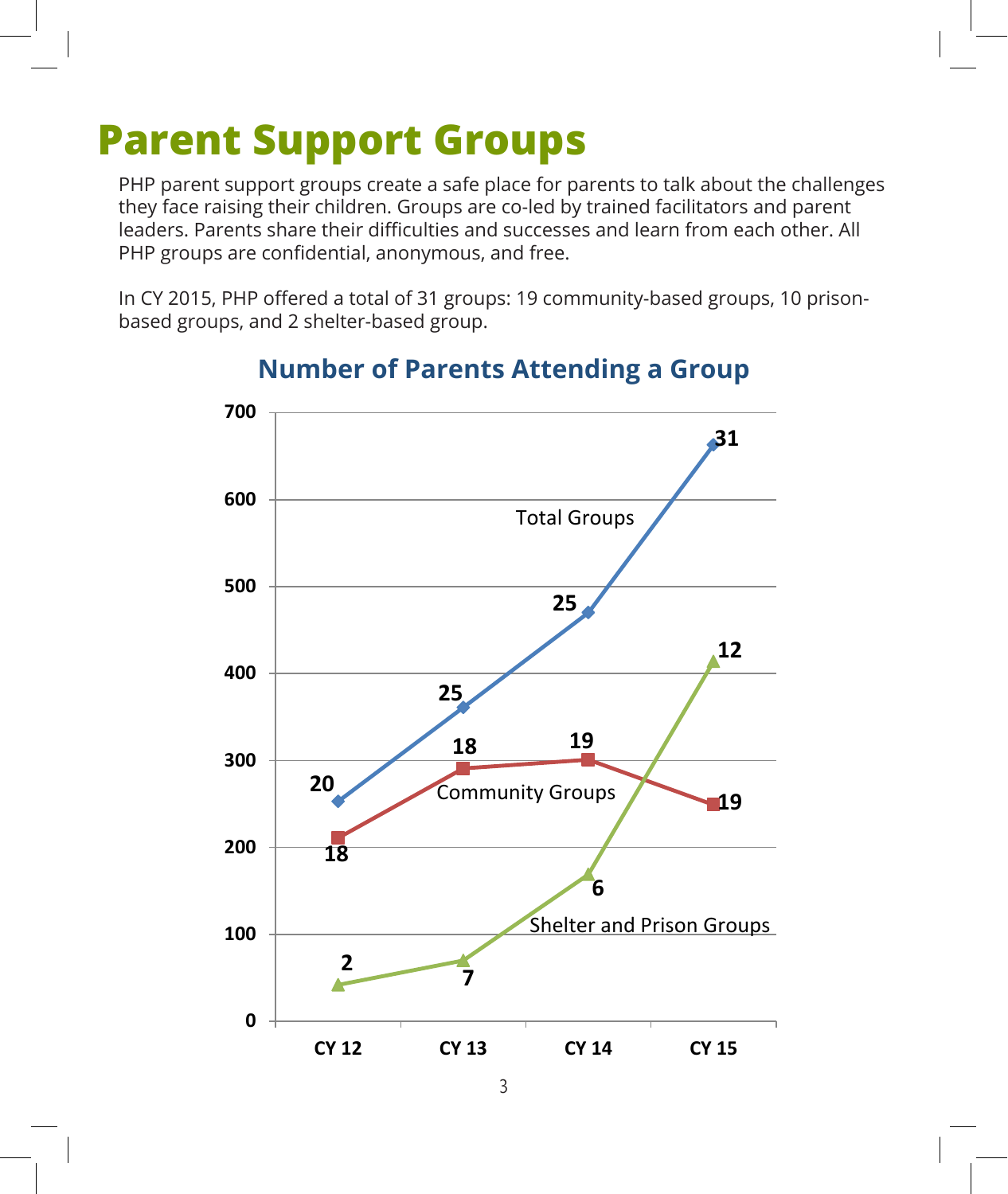# Parent Support Groups

PHP parent support groups create a safe place for parents to talk about the challenges they face raising their children. Groups are co-led by trained facilitators and parent leaders. Parents share their difficulties and successes and learn from each other. All PHP groups are confidential, anonymous, and free.

In CY 2015, PHP offered a total of 31 groups: 19 community-based groups, 10 prison-based groups, and 2 shelter-based group.

## Number of Parents Attending a Group

| | CY 12 | CY 13 | CY 14 | CY 15 |
|---|---|---|---|---|
| Total Groups | 20 | 25 | 25 | 31 |
| Community Groups | 18 | 18 | 19 | 19 |
| Shelter and Prison Groups | 2 | 7 | 6 | 12 |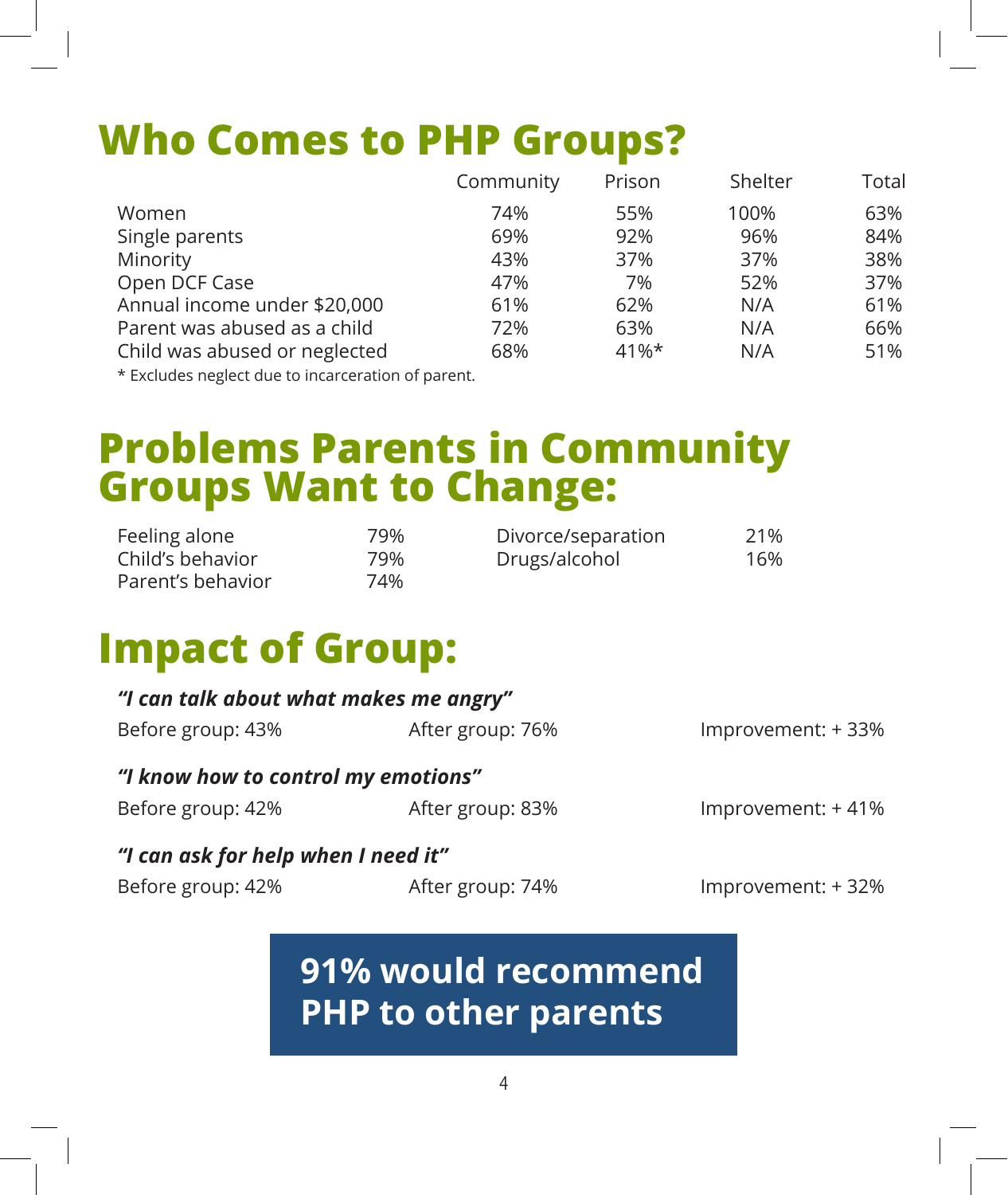# Who Comes to PHP Groups?

| | Community | Prison | Shelter | Total |
|---|---|---|---|---|
| Women | 74% | 55% | 100% | 63% |
| Single parents | 69% | 92% | 96% | 84% |
| Minority | 43% | 37% | 37% | 38% |
| Open DCF Case | 47% | 7% | 52% | 37% |
| Annual income under $20,000 | 61% | 62% | N/A | 61% |
| Parent was abused as a child | 72% | 63% | N/A | 66% |
| Child was abused or neglected | 68% | 41%* | N/A | 51% |

* Excludes neglect due to incarceration of parent.

# Problems Parents in Community Groups Want to Change:

| | |
|---|---|
| Feeling alone | 79% |
| Child's behavior | 79% |
| Parent's behavior | 74% |
| Divorce/separation | 21% |
| Drugs/alcohol | 16% |

# Impact of Group:

***"I can talk about what makes me angry"***

Before group: 43% After group: 76% Improvement: + 33%

***"I know how to control my emotions"***

Before group: 42% After group: 83% Improvement: + 41%

***"I can ask for help when I need it"***

Before group: 42% After group: 74% Improvement: + 32%

**91% would recommend PHP to other parents**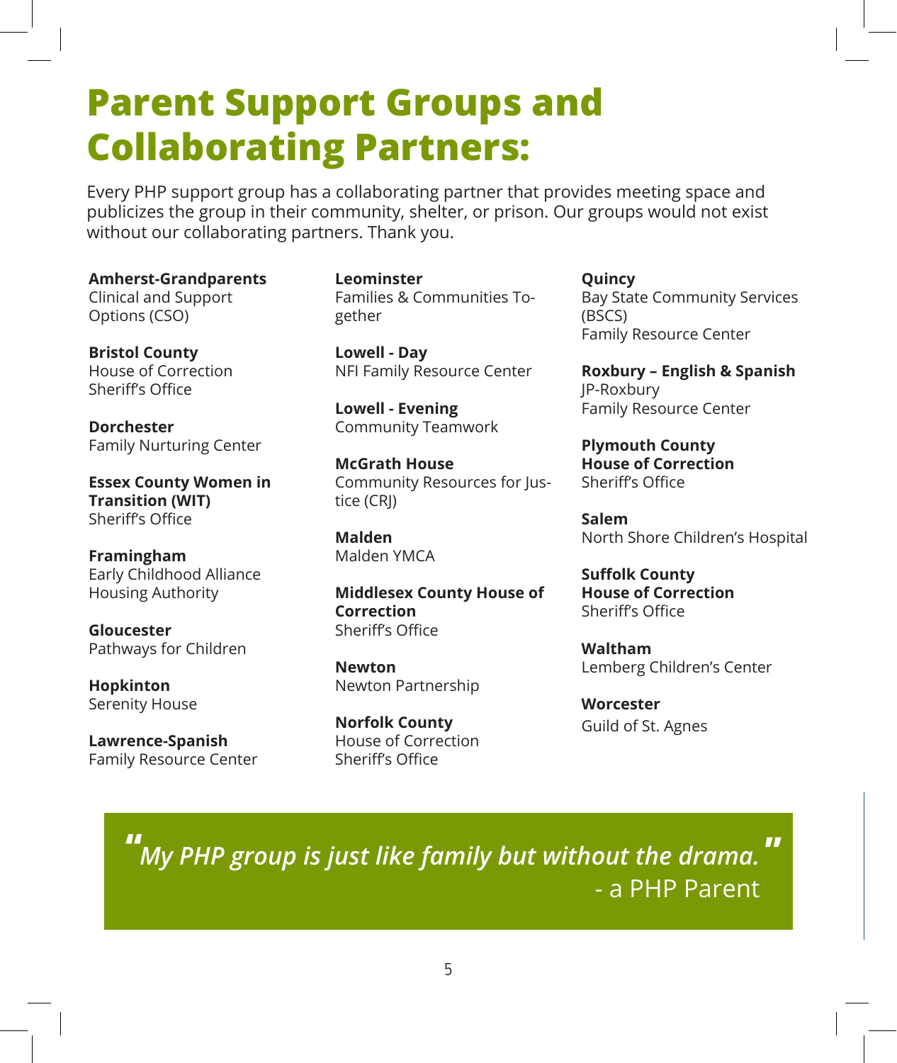# Parent Support Groups and Collaborating Partners:

Every PHP support group has a collaborating partner that provides meeting space and publicizes the group in their community, shelter, or prison. Our groups would not exist without our collaborating partners. Thank you.

**Amherst-Grandparents**
Clinical and Support Options (CSO)

**Bristol County**
House of Correction
Sheriff's Office

**Dorchester**
Family Nurturing Center

**Essex County Women in Transition (WIT)**
Sheriff's Office

**Framingham**
Early Childhood Alliance
Housing Authority

**Gloucester**
Pathways for Children

**Hopkinton**
Serenity House

**Lawrence-Spanish**
Family Resource Center

**Leominster**
Families & Communities Together

**Lowell - Day**
NFI Family Resource Center

**Lowell - Evening**
Community Teamwork

**McGrath House**
Community Resources for Justice (CRJ)

**Malden**
Malden YMCA

**Middlesex County House of Correction**
Sheriff's Office

**Newton**
Newton Partnership

**Norfolk County**
House of Correction
Sheriff's Office

**Quincy**
Bay State Community Services (BSCS)
Family Resource Center

**Roxbury – English & Spanish**
JP-Roxbury
Family Resource Center

**Plymouth County House of Correction**
Sheriff's Office

**Salem**
North Shore Children's Hospital

**Suffolk County House of Correction**
Sheriff's Office

**Waltham**
Lemberg Children's Center

**Worcester**
Guild of St. Agnes

> *"My PHP group is just like family but without the drama."*
> \- a PHP Parent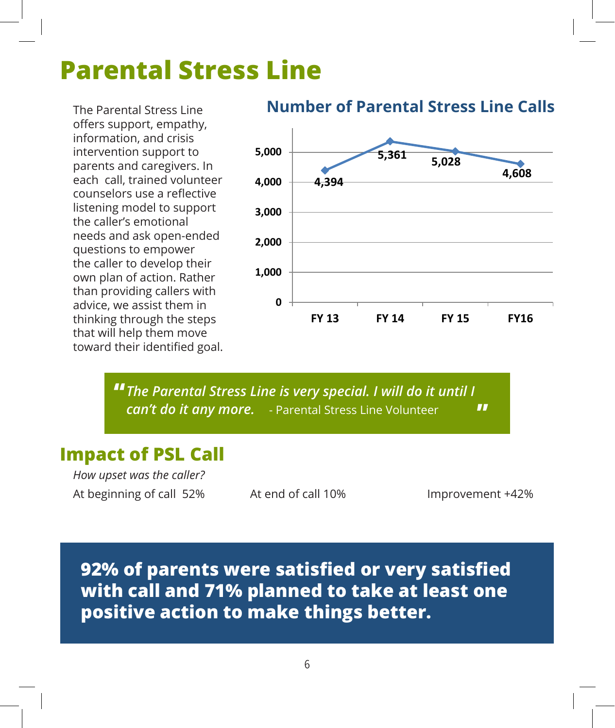# Parental Stress Line

The Parental Stress Line offers support, empathy, information, and crisis intervention support to parents and caregivers. In each call, trained volunteer counselors use a reflective listening model to support the caller's emotional needs and ask open-ended questions to empower the caller to develop their own plan of action. Rather than providing callers with advice, we assist them in thinking through the steps that will help them move toward their identified goal.

## Number of Parental Stress Line Calls

| | FY 13 | FY 14 | FY 15 | FY16 |
|---|---|---|---|---|
| Calls | 4,394 | 5,361 | 5,028 | 4,608 |

> ***"The Parental Stress Line is very special. I will do it until I can't do it any more.*** - Parental Stress Line Volunteer"

## Impact of PSL Call

*How upset was the caller?*

At beginning of call 52% | At end of call 10% | Improvement +42%

**92% of parents were satisfied or very satisfied with call and 71% planned to take at least one positive action to make things better.**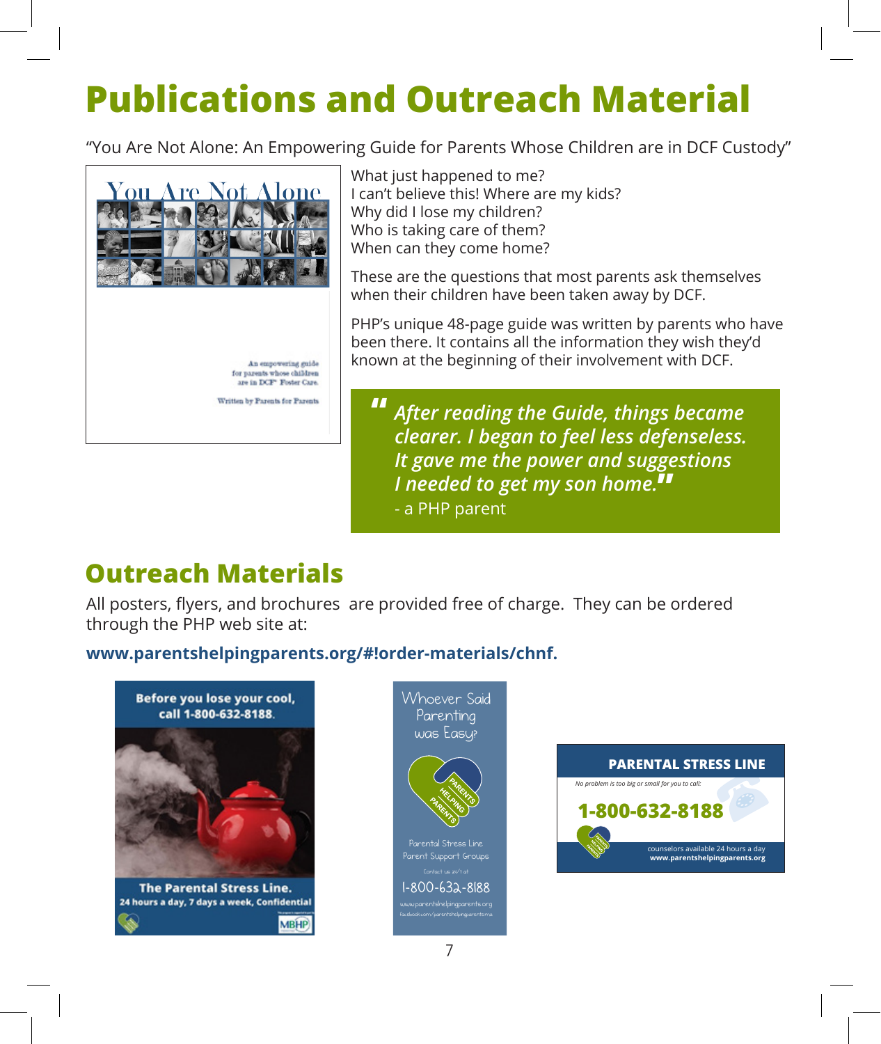# Publications and Outreach Material

"You Are Not Alone: An Empowering Guide for Parents Whose Children are in DCF Custody"

What just happened to me?
I can't believe this! Where are my kids?
Why did I lose my children?
Who is taking care of them?
When can they come home?

These are the questions that most parents ask themselves when their children have been taken away by DCF.

PHP's unique 48-page guide was written by parents who have been there. It contains all the information they wish they'd known at the beginning of their involvement with DCF.

> *"After reading the Guide, things became clearer. I began to feel less defenseless. It gave me the power and suggestions I needed to get my son home."*
>
> \- a PHP parent

## Outreach Materials

All posters, flyers, and brochures are provided free of charge. They can be ordered through the PHP web site at:

**www.parentshelpingparents.org/#!order-materials/chnf.**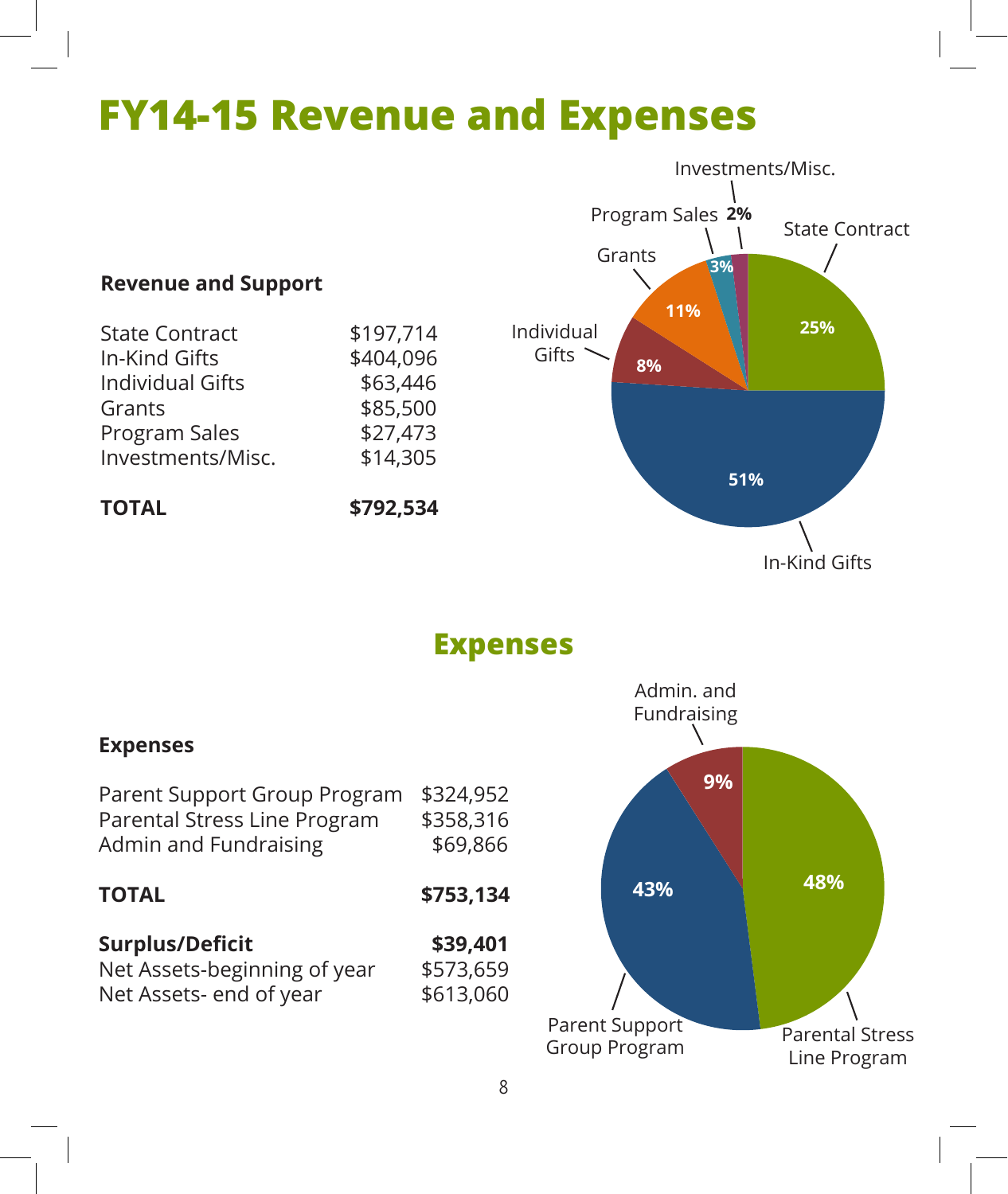# FY14-15 Revenue and Expenses

**Revenue and Support**

| | |
|---|---|
| State Contract | $197,714 |
| In-Kind Gifts | $404,096 |
| Individual Gifts | $63,446 |
| Grants | $85,500 |
| Program Sales | $27,473 |
| Investments/Misc. | $14,305 |
| **TOTAL** | **$792,534** |

Investments/Misc. 2%
Program Sales 3%
Grants 11%
Individual Gifts 8%
State Contract 25%
In-Kind Gifts 51%

## Expenses

**Expenses**

| | |
|---|---|
| Parent Support Group Program | $324,952 |
| Parental Stress Line Program | $358,316 |
| Admin and Fundraising | $69,866 |
| **TOTAL** | **$753,134** |
| **Surplus/Deficit** | **$39,401** |
| Net Assets-beginning of year | $573,659 |
| Net Assets- end of year | $613,060 |

Admin. and Fundraising 9%
Parent Support Group Program 43%
Parental Stress Line Program 48%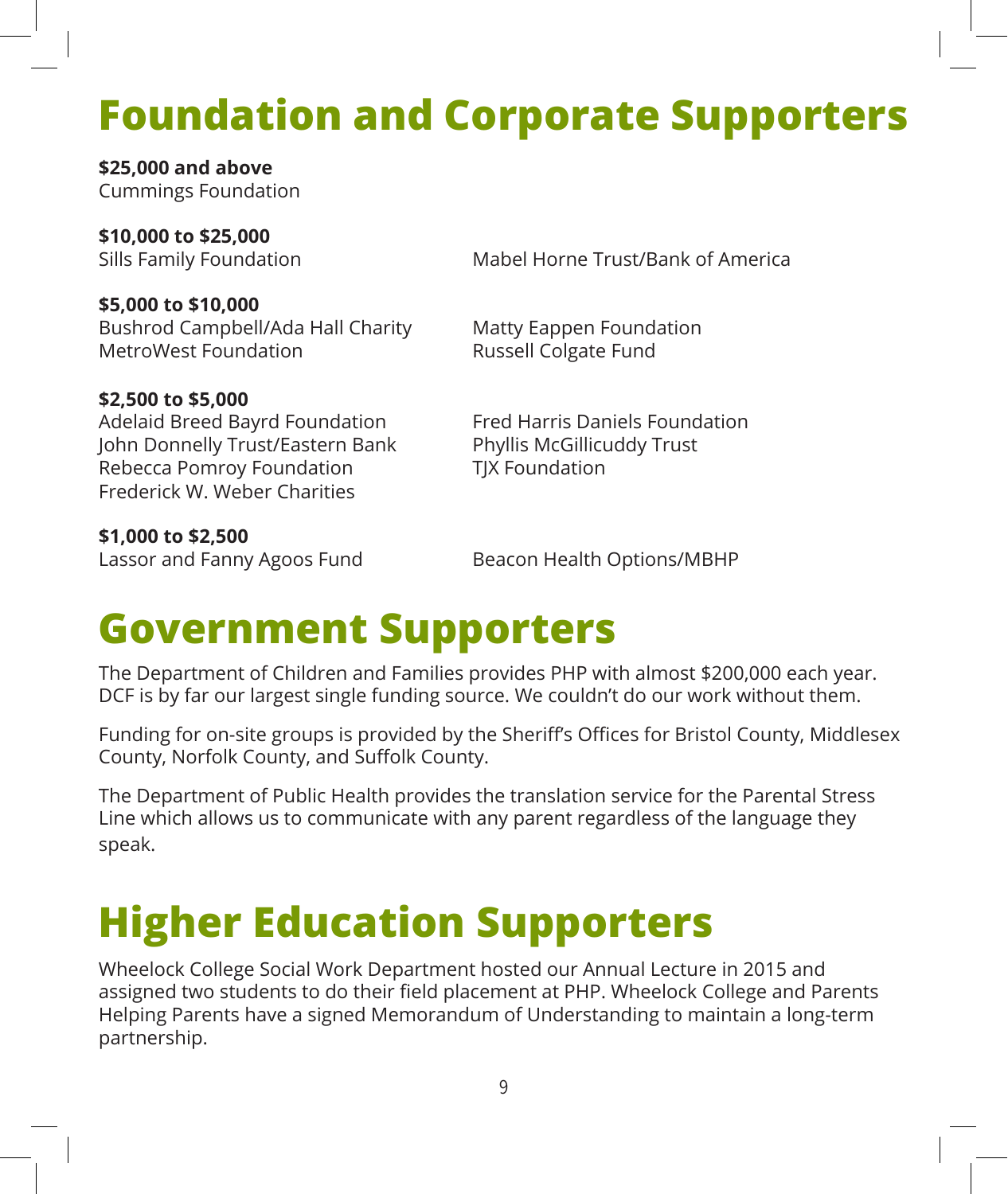# Foundation and Corporate Supporters

**$25,000 and above**
Cummings Foundation

**$10,000 to $25,000**
Sills Family Foundation
Mabel Horne Trust/Bank of America

**$5,000 to $10,000**
Bushrod Campbell/Ada Hall Charity
MetroWest Foundation
Matty Eappen Foundation
Russell Colgate Fund

**$2,500 to $5,000**
Adelaid Breed Bayrd Foundation
John Donnelly Trust/Eastern Bank
Rebecca Pomroy Foundation
Frederick W. Weber Charities
Fred Harris Daniels Foundation
Phyllis McGillicuddy Trust
TJX Foundation

**$1,000 to $2,500**
Lassor and Fanny Agoos Fund
Beacon Health Options/MBHP

# Government Supporters

The Department of Children and Families provides PHP with almost $200,000 each year. DCF is by far our largest single funding source. We couldn't do our work without them.

Funding for on-site groups is provided by the Sheriff's Offices for Bristol County, Middlesex County, Norfolk County, and Suffolk County.

The Department of Public Health provides the translation service for the Parental Stress Line which allows us to communicate with any parent regardless of the language they speak.

# Higher Education Supporters

Wheelock College Social Work Department hosted our Annual Lecture in 2015 and assigned two students to do their field placement at PHP. Wheelock College and Parents Helping Parents have a signed Memorandum of Understanding to maintain a long-term partnership.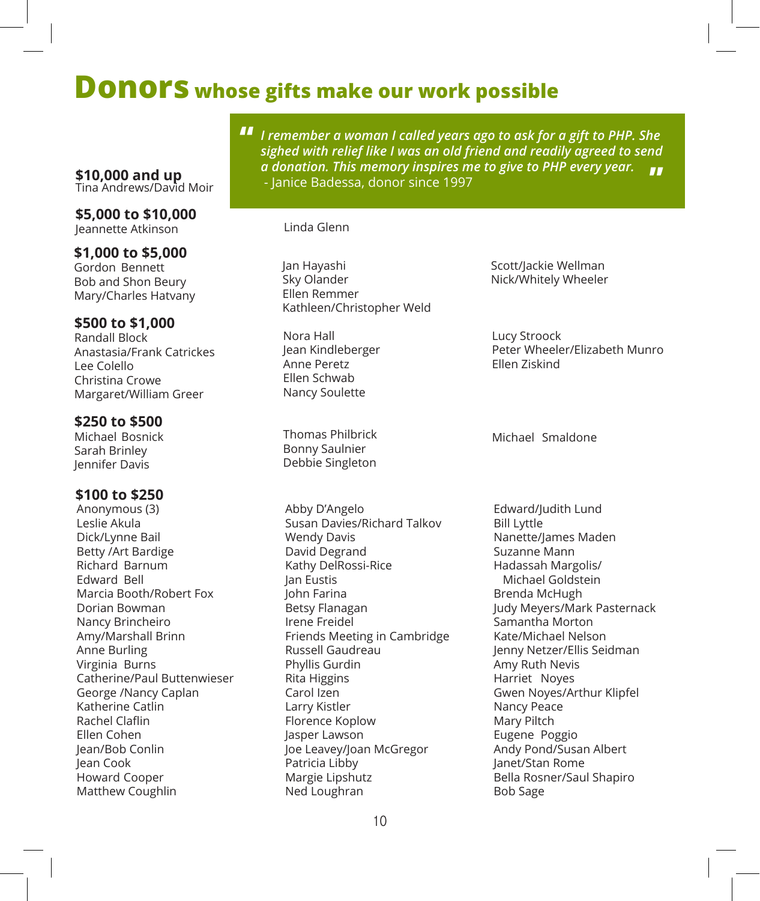# **Donors** whose gifts make our work possible

> *I remember a woman I called years ago to ask for a gift to PHP. She sighed with relief like I was an old friend and readily agreed to send a donation. This memory inspires me to give to PHP every year.*
> - Janice Badessa, donor since 1997

**$10,000 and up**
Tina Andrews/David Moir

**$5,000 to $10,000**
Jeannette Atkinson
Linda Glenn

**$1,000 to $5,000**
Gordon Bennett
Bob and Shon Beury
Mary/Charles Hatvany
Jan Hayashi
Sky Olander
Ellen Remmer
Kathleen/Christopher Weld
Scott/Jackie Wellman
Nick/Whitely Wheeler

**$500 to $1,000**
Randall Block
Anastasia/Frank Catrickes
Lee Colello
Christina Crowe
Margaret/William Greer
Nora Hall
Jean Kindleberger
Anne Peretz
Ellen Schwab
Nancy Soulette
Lucy Stroock
Peter Wheeler/Elizabeth Munro
Ellen Ziskind

**$250 to $500**
Michael Bosnick
Sarah Brinley
Jennifer Davis
Thomas Philbrick
Bonny Saulnier
Debbie Singleton
Michael Smaldone

**$100 to $250**
Anonymous (3)
Leslie Akula
Dick/Lynne Bail
Betty /Art Bardige
Richard Barnum
Edward Bell
Marcia Booth/Robert Fox
Dorian Bowman
Nancy Brincheiro
Amy/Marshall Brinn
Anne Burling
Virginia Burns
Catherine/Paul Buttenwieser
George /Nancy Caplan
Katherine Catlin
Rachel Claflin
Ellen Cohen
Jean/Bob Conlin
Jean Cook
Howard Cooper
Matthew Coughlin
Abby D'Angelo
Susan Davies/Richard Talkov
Wendy Davis
David Degrand
Kathy DelRossi-Rice
Jan Eustis
John Farina
Betsy Flanagan
Irene Freidel
Friends Meeting in Cambridge
Russell Gaudreau
Phyllis Gurdin
Rita Higgins
Carol Izen
Larry Kistler
Florence Koplow
Jasper Lawson
Joe Leavey/Joan McGregor
Patricia Libby
Margie Lipshutz
Ned Loughran
Edward/Judith Lund
Bill Lyttle
Nanette/James Maden
Suzanne Mann
Hadassah Margolis/Michael Goldstein
Brenda McHugh
Judy Meyers/Mark Pasternack
Samantha Morton
Kate/Michael Nelson
Jenny Netzer/Ellis Seidman
Amy Ruth Nevis
Harriet Noyes
Gwen Noyes/Arthur Klipfel
Nancy Peace
Mary Piltch
Eugene Poggio
Andy Pond/Susan Albert
Janet/Stan Rome
Bella Rosner/Saul Shapiro
Bob Sage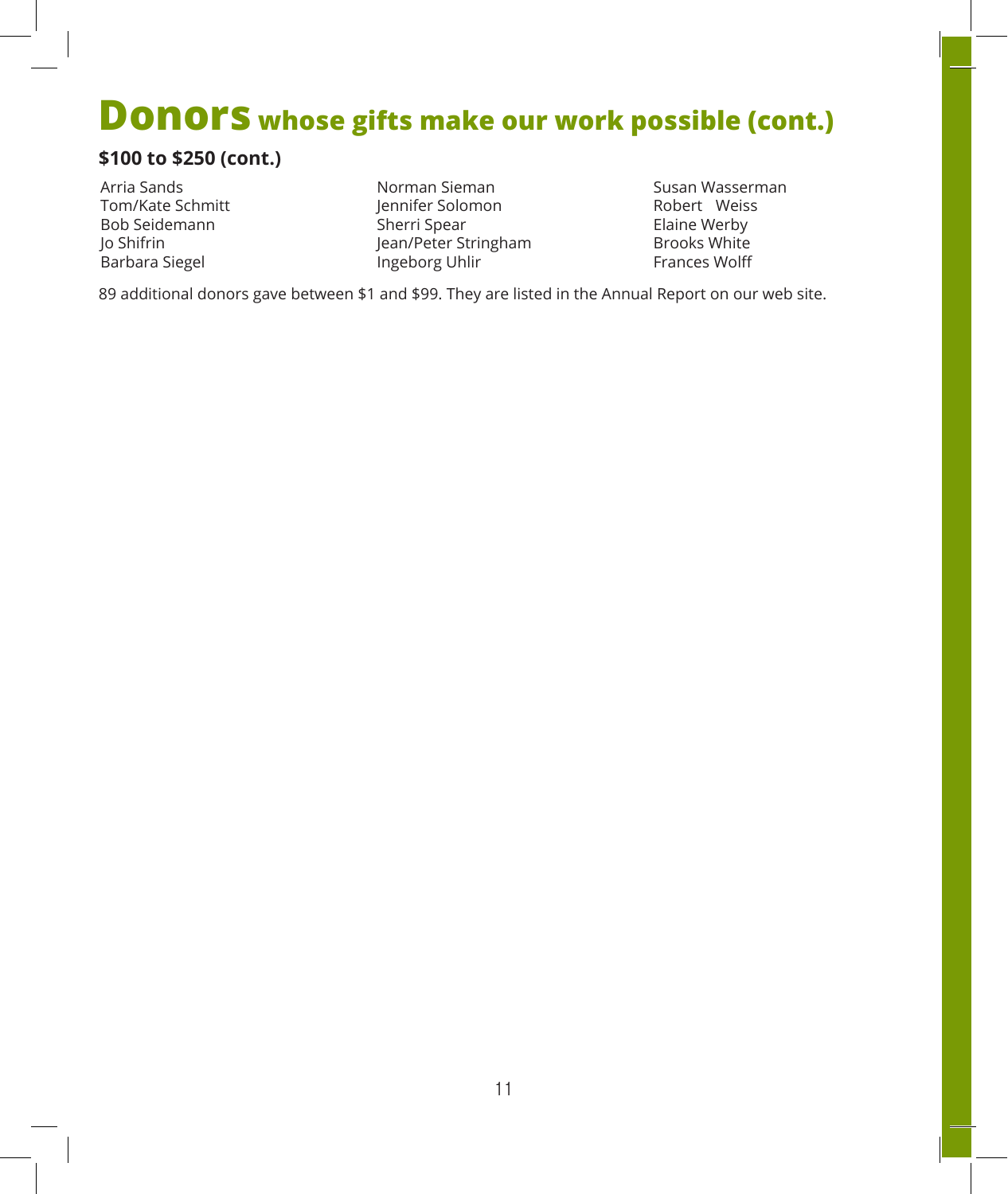# Donors whose gifts make our work possible (cont.)

**$100 to $250 (cont.)**

Arria Sands
Tom/Kate Schmitt
Bob Seidemann
Jo Shifrin
Barbara Siegel
Norman Sieman
Jennifer Solomon
Sherri Spear
Jean/Peter Stringham
Ingeborg Uhlir
Susan Wasserman
Robert Weiss
Elaine Werby
Brooks White
Frances Wolff

89 additional donors gave between $1 and $99. They are listed in the Annual Report on our web site.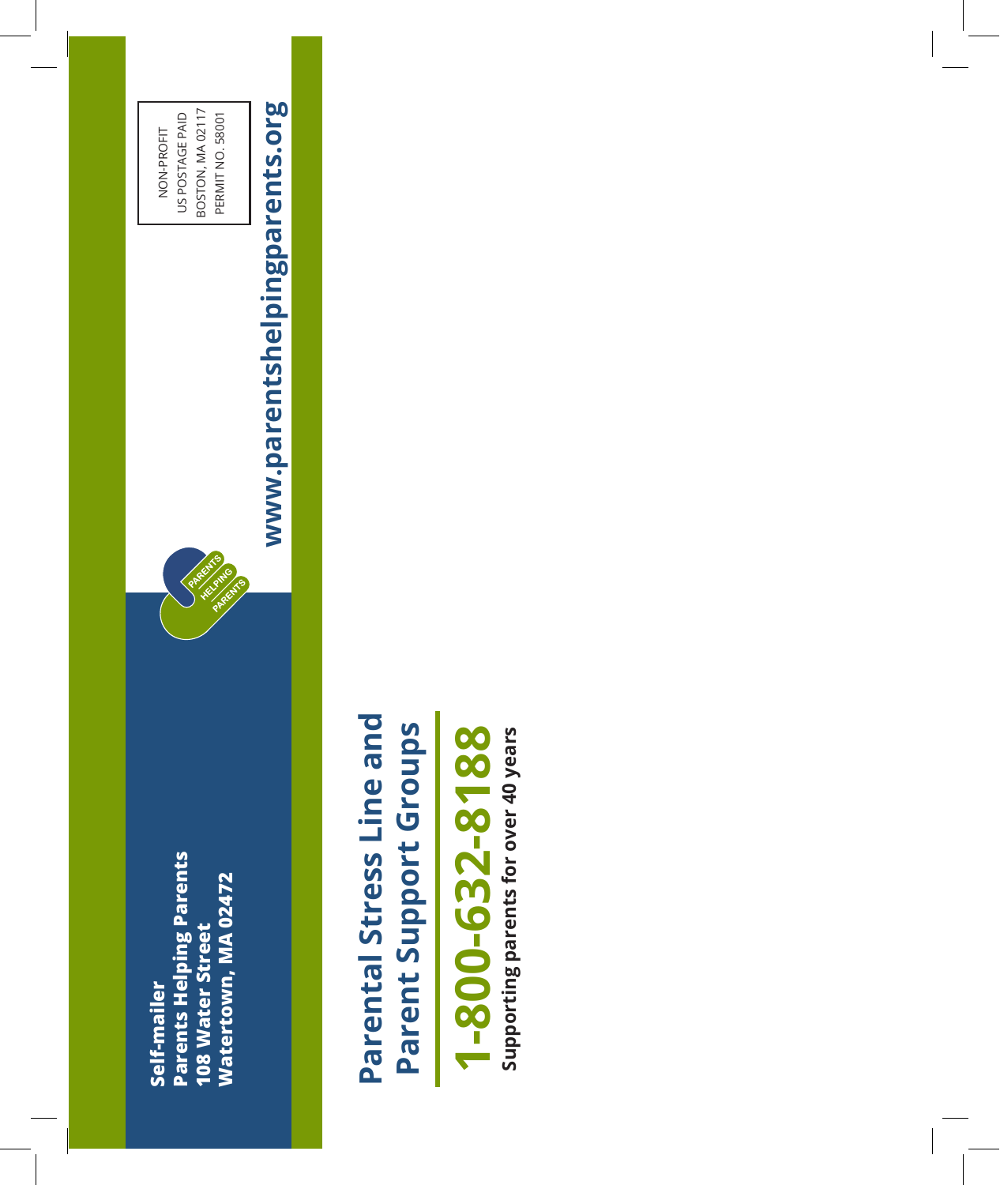**Self-mailer**
**Parents Helping Parents**
**108 Water Street**
**Watertown, MA 02472**

NON-PROFIT
US POSTAGE PAID
BOSTON, MA 02117
PERMIT NO. 58001

PARENTS HELPING PARENTS

**www.parentshelpingparents.org**

# Parental Stress Line and Parent Support Groups

# 1-800-632-8188

**Supporting parents for over 40 years**